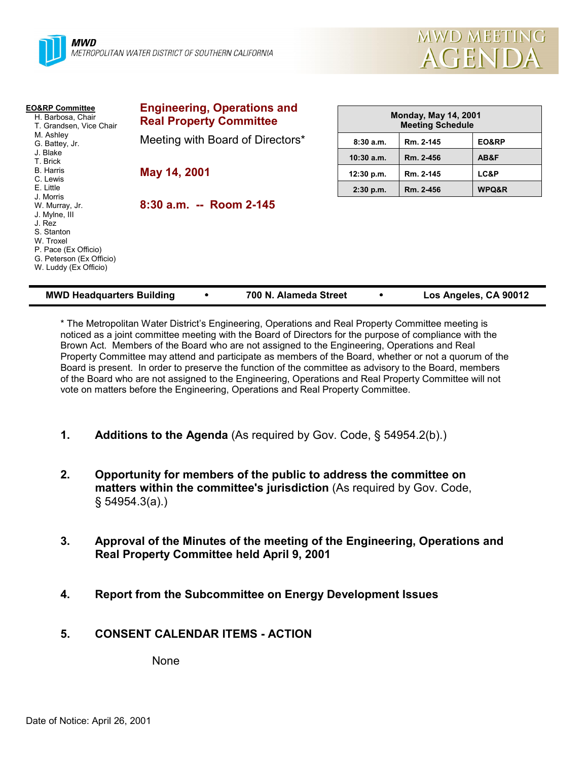**MWD**
METROPOLITAN WATER DISTRICT OF SOUTHERN CALIFORNIA

# MWD MEETING AGENDA

**EO&RP Committee**
- H. Barbosa, Chair
- T. Grandsen, Vice Chair
- M. Ashley
- G. Battey, Jr.
- J. Blake
- T. Brick
- B. Harris
- C. Lewis
- E. Little
- J. Morris
- W. Murray, Jr.
- J. Mylne, III
- J. Rez
- S. Stanton
- W. Troxel
- P. Pace (Ex Officio)
- G. Peterson (Ex Officio)
- W. Luddy (Ex Officio)

## Engineering, Operations and Real Property Committee

Meeting with Board of Directors*

**May 14, 2001**

**8:30 a.m. -- Room 2-145**

| Monday, May 14, 2001 Meeting Schedule | | |
|---|---|---|
| 8:30 a.m. | Rm. 2-145 | EO&RP |
| 10:30 a.m. | Rm. 2-456 | AB&F |
| 12:30 p.m. | Rm. 2-145 | LC&P |
| 2:30 p.m. | Rm. 2-456 | WPQ&R |

**MWD Headquarters Building • 700 N. Alameda Street • Los Angeles, CA 90012**

* The Metropolitan Water District's Engineering, Operations and Real Property Committee meeting is noticed as a joint committee meeting with the Board of Directors for the purpose of compliance with the Brown Act. Members of the Board who are not assigned to the Engineering, Operations and Real Property Committee may attend and participate as members of the Board, whether or not a quorum of the Board is present. In order to preserve the function of the committee as advisory to the Board, members of the Board who are not assigned to the Engineering, Operations and Real Property Committee will not vote on matters before the Engineering, Operations and Real Property Committee.

1. **Additions to the Agenda** (As required by Gov. Code, § 54954.2(b).)

2. **Opportunity for members of the public to address the committee on matters within the committee's jurisdiction** (As required by Gov. Code, § 54954.3(a).)

3. **Approval of the Minutes of the meeting of the Engineering, Operations and Real Property Committee held April 9, 2001**

4. **Report from the Subcommittee on Energy Development Issues**

5. **CONSENT CALENDAR ITEMS - ACTION**

   None

Date of Notice: April 26, 2001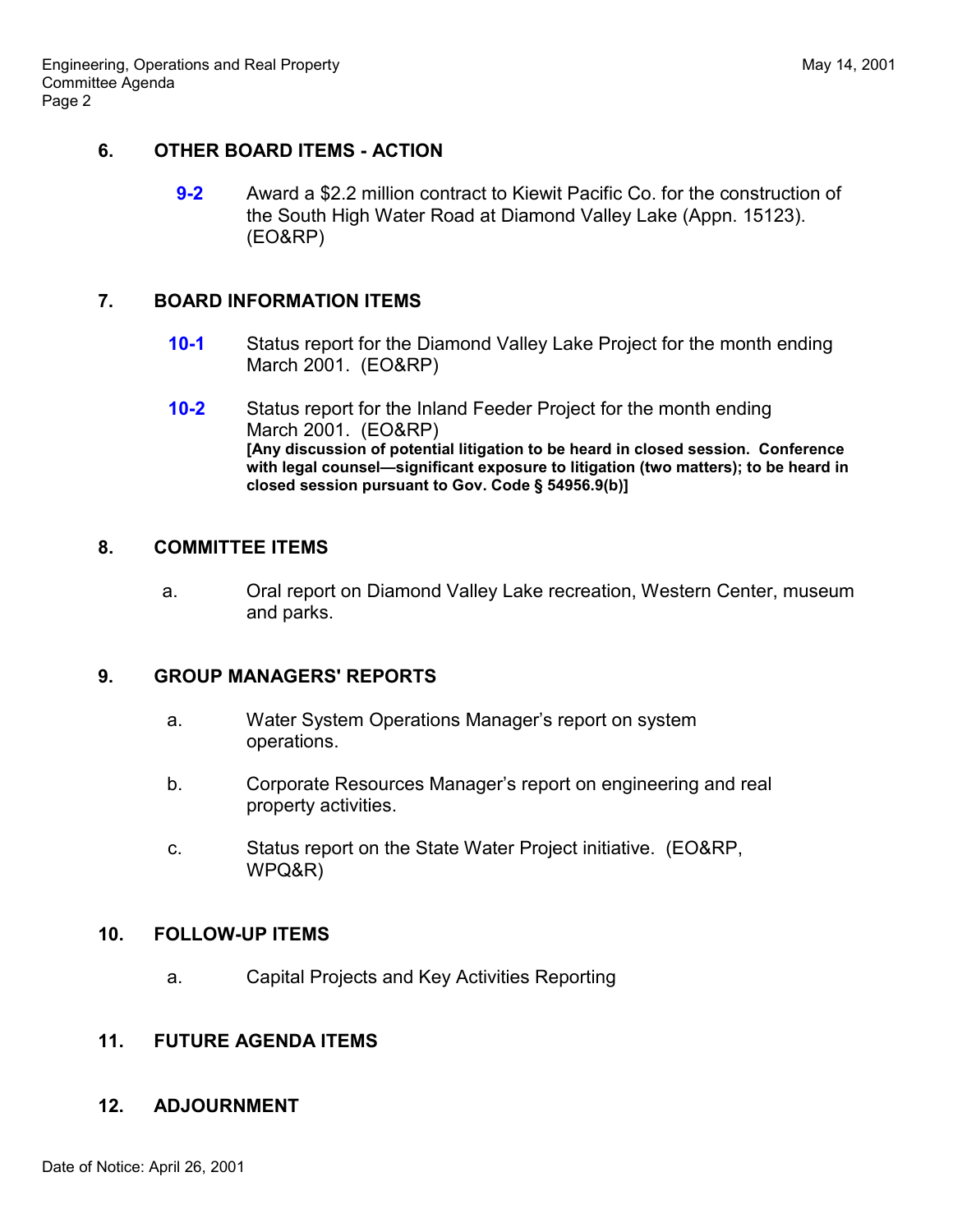## 6. OTHER BOARD ITEMS - ACTION

**9-2** Award a $2.2 million contract to Kiewit Pacific Co. for the construction of the South High Water Road at Diamond Valley Lake (Appn. 15123). (EO&RP)

## 7. BOARD INFORMATION ITEMS

**10-1** Status report for the Diamond Valley Lake Project for the month ending March 2001. (EO&RP)

**10-2** Status report for the Inland Feeder Project for the month ending March 2001. (EO&RP)
**[Any discussion of potential litigation to be heard in closed session. Conference with legal counsel—significant exposure to litigation (two matters); to be heard in closed session pursuant to Gov. Code § 54956.9(b)]**

## 8. COMMITTEE ITEMS

a. Oral report on Diamond Valley Lake recreation, Western Center, museum and parks.

## 9. GROUP MANAGERS' REPORTS

a. Water System Operations Manager's report on system operations.

b. Corporate Resources Manager's report on engineering and real property activities.

c. Status report on the State Water Project initiative. (EO&RP, WPQ&R)

## 10. FOLLOW-UP ITEMS

a. Capital Projects and Key Activities Reporting

## 11. FUTURE AGENDA ITEMS

## 12. ADJOURNMENT

Date of Notice: April 26, 2001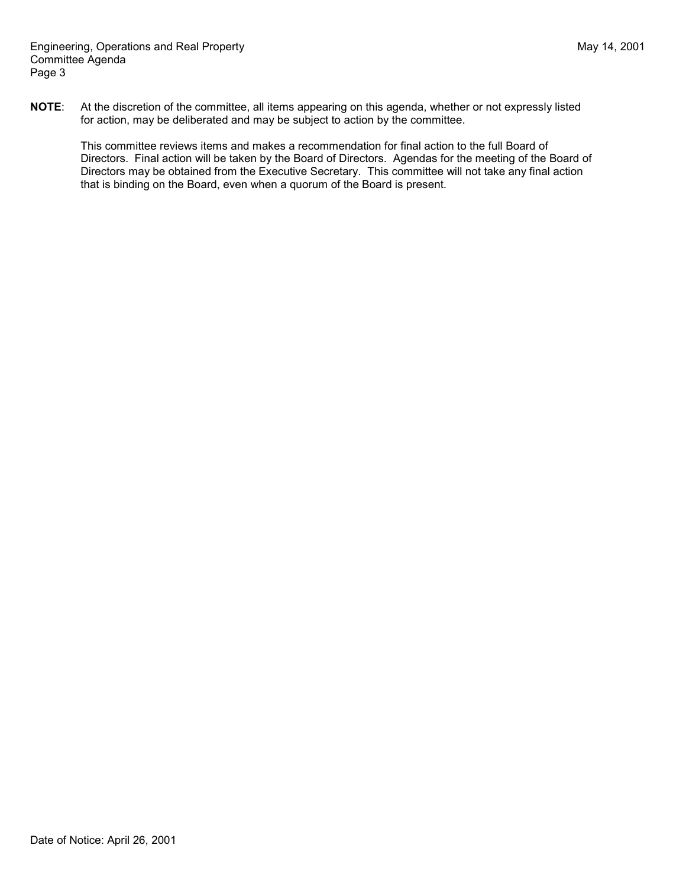**NOTE**: At the discretion of the committee, all items appearing on this agenda, whether or not expressly listed for action, may be deliberated and may be subject to action by the committee.

This committee reviews items and makes a recommendation for final action to the full Board of Directors. Final action will be taken by the Board of Directors. Agendas for the meeting of the Board of Directors may be obtained from the Executive Secretary. This committee will not take any final action that is binding on the Board, even when a quorum of the Board is present.

Date of Notice: April 26, 2001